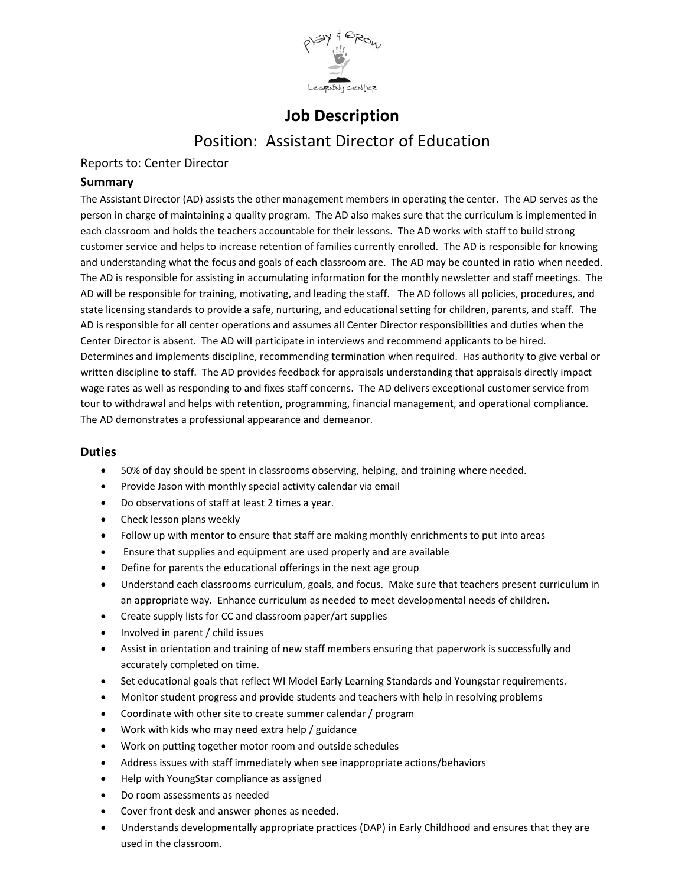# Job Description

## Position: Assistant Director of Education

Reports to: Center Director

### Summary

The Assistant Director (AD) assists the other management members in operating the center. The AD serves as the person in charge of maintaining a quality program. The AD also makes sure that the curriculum is implemented in each classroom and holds the teachers accountable for their lessons. The AD works with staff to build strong customer service and helps to increase retention of families currently enrolled. The AD is responsible for knowing and understanding what the focus and goals of each classroom are. The AD may be counted in ratio when needed. The AD is responsible for assisting in accumulating information for the monthly newsletter and staff meetings. The AD will be responsible for training, motivating, and leading the staff. The AD follows all policies, procedures, and state licensing standards to provide a safe, nurturing, and educational setting for children, parents, and staff. The AD is responsible for all center operations and assumes all Center Director responsibilities and duties when the Center Director is absent. The AD will participate in interviews and recommend applicants to be hired. Determines and implements discipline, recommending termination when required. Has authority to give verbal or written discipline to staff. The AD provides feedback for appraisals understanding that appraisals directly impact wage rates as well as responding to and fixes staff concerns. The AD delivers exceptional customer service from tour to withdrawal and helps with retention, programming, financial management, and operational compliance. The AD demonstrates a professional appearance and demeanor.

### Duties

- 50% of day should be spent in classrooms observing, helping, and training where needed.
- Provide Jason with monthly special activity calendar via email
- Do observations of staff at least 2 times a year.
- Check lesson plans weekly
- Follow up with mentor to ensure that staff are making monthly enrichments to put into areas
- Ensure that supplies and equipment are used properly and are available
- Define for parents the educational offerings in the next age group
- Understand each classrooms curriculum, goals, and focus. Make sure that teachers present curriculum in an appropriate way. Enhance curriculum as needed to meet developmental needs of children.
- Create supply lists for CC and classroom paper/art supplies
- Involved in parent / child issues
- Assist in orientation and training of new staff members ensuring that paperwork is successfully and accurately completed on time.
- Set educational goals that reflect WI Model Early Learning Standards and Youngstar requirements.
- Monitor student progress and provide students and teachers with help in resolving problems
- Coordinate with other site to create summer calendar / program
- Work with kids who may need extra help / guidance
- Work on putting together motor room and outside schedules
- Address issues with staff immediately when see inappropriate actions/behaviors
- Help with YoungStar compliance as assigned
- Do room assessments as needed
- Cover front desk and answer phones as needed.
- Understands developmentally appropriate practices (DAP) in Early Childhood and ensures that they are used in the classroom.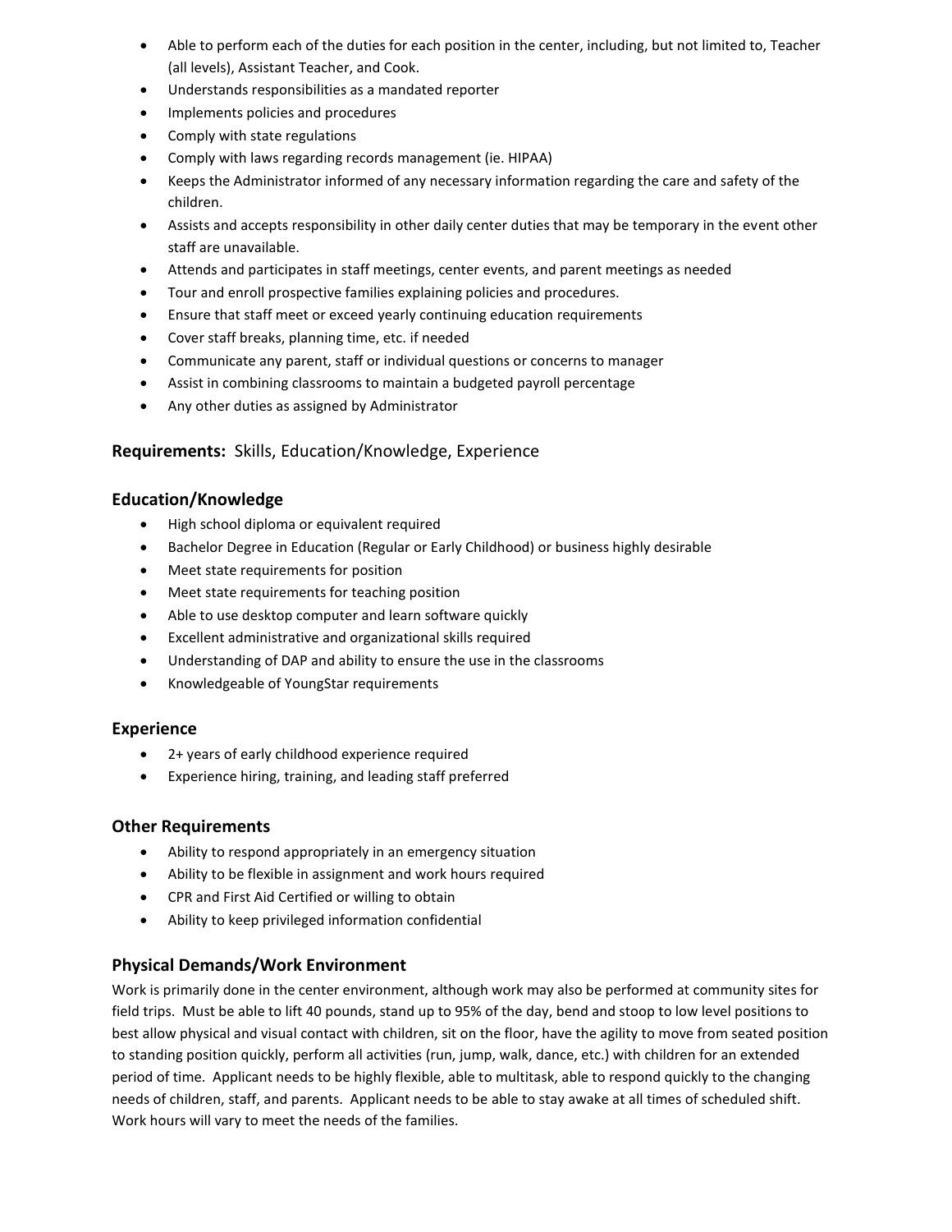- Able to perform each of the duties for each position in the center, including, but not limited to, Teacher (all levels), Assistant Teacher, and Cook.
- Understands responsibilities as a mandated reporter
- Implements policies and procedures
- Comply with state regulations
- Comply with laws regarding records management (ie. HIPAA)
- Keeps the Administrator informed of any necessary information regarding the care and safety of the children.
- Assists and accepts responsibility in other daily center duties that may be temporary in the event other staff are unavailable.
- Attends and participates in staff meetings, center events, and parent meetings as needed
- Tour and enroll prospective families explaining policies and procedures.
- Ensure that staff meet or exceed yearly continuing education requirements
- Cover staff breaks, planning time, etc. if needed
- Communicate any parent, staff or individual questions or concerns to manager
- Assist in combining classrooms to maintain a budgeted payroll percentage
- Any other duties as assigned by Administrator

## **Requirements:** Skills, Education/Knowledge, Experience

### Education/Knowledge

- High school diploma or equivalent required
- Bachelor Degree in Education (Regular or Early Childhood) or business highly desirable
- Meet state requirements for position
- Meet state requirements for teaching position
- Able to use desktop computer and learn software quickly
- Excellent administrative and organizational skills required
- Understanding of DAP and ability to ensure the use in the classrooms
- Knowledgeable of YoungStar requirements

### Experience

- 2+ years of early childhood experience required
- Experience hiring, training, and leading staff preferred

### Other Requirements

- Ability to respond appropriately in an emergency situation
- Ability to be flexible in assignment and work hours required
- CPR and First Aid Certified or willing to obtain
- Ability to keep privileged information confidential

### Physical Demands/Work Environment

Work is primarily done in the center environment, although work may also be performed at community sites for field trips. Must be able to lift 40 pounds, stand up to 95% of the day, bend and stoop to low level positions to best allow physical and visual contact with children, sit on the floor, have the agility to move from seated position to standing position quickly, perform all activities (run, jump, walk, dance, etc.) with children for an extended period of time. Applicant needs to be highly flexible, able to multitask, able to respond quickly to the changing needs of children, staff, and parents. Applicant needs to be able to stay awake at all times of scheduled shift. Work hours will vary to meet the needs of the families.